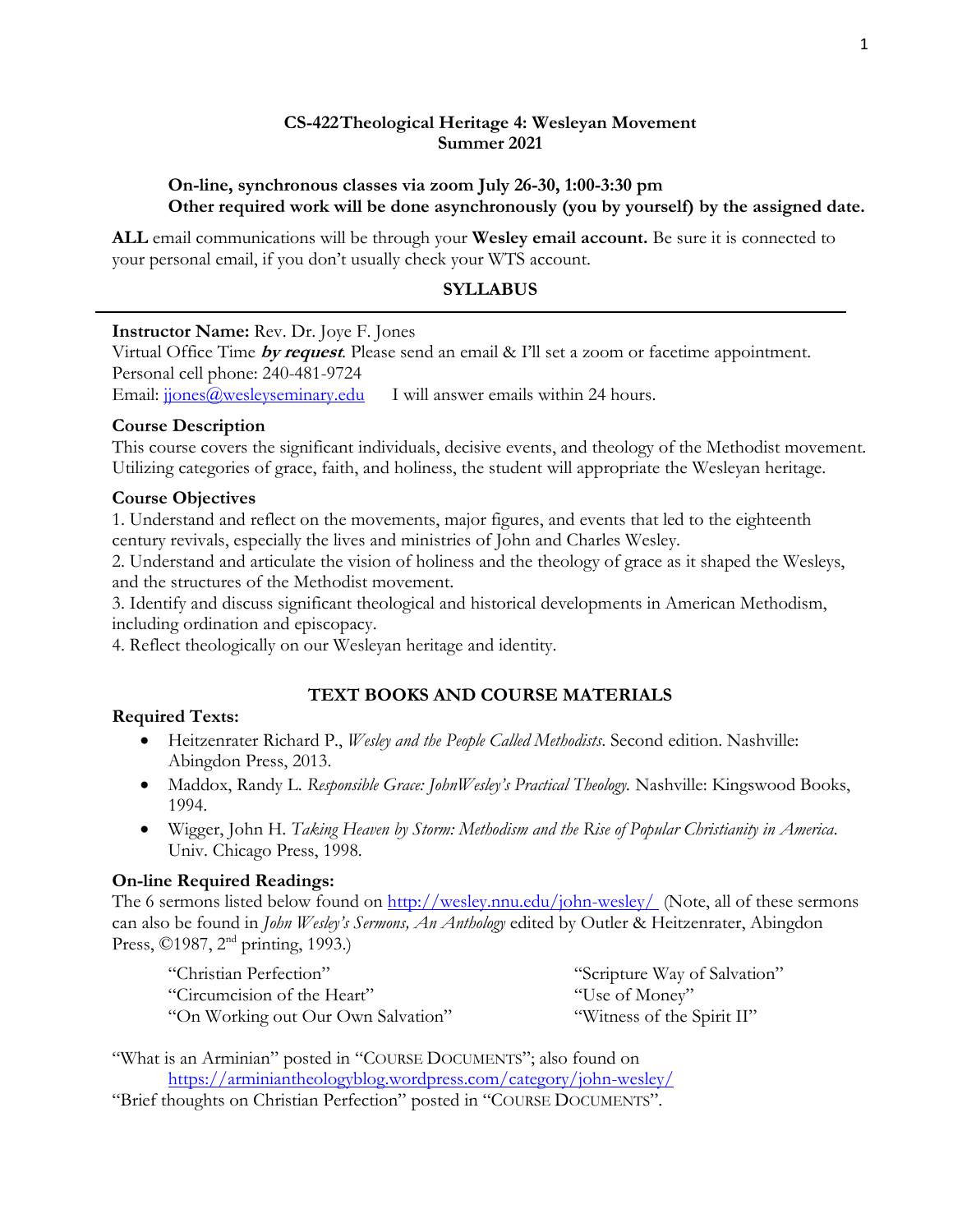**CS-422Theological Heritage 4: Wesleyan Movement**
**Summer 2021**

**On-line, synchronous classes via zoom July 26-30, 1:00-3:30 pm**
**Other required work will be done asynchronously (you by yourself) by the assigned date.**

**ALL** email communications will be through your **Wesley email account.** Be sure it is connected to your personal email, if you don't usually check your WTS account.

## SYLLABUS

---

**Instructor Name:** Rev. Dr. Joye F. Jones
Virtual Office Time ***by request***. Please send an email & I'll set a zoom or facetime appointment.
Personal cell phone: 240-481-9724
Email: jjones@wesleyseminary.edu    I will answer emails within 24 hours.

### Course Description

This course covers the significant individuals, decisive events, and theology of the Methodist movement. Utilizing categories of grace, faith, and holiness, the student will appropriate the Wesleyan heritage.

### Course Objectives

1. Understand and reflect on the movements, major figures, and events that led to the eighteenth century revivals, especially the lives and ministries of John and Charles Wesley.
2. Understand and articulate the vision of holiness and the theology of grace as it shaped the Wesleys, and the structures of the Methodist movement.
3. Identify and discuss significant theological and historical developments in American Methodism, including ordination and episcopacy.
4. Reflect theologically on our Wesleyan heritage and identity.

## TEXT BOOKS AND COURSE MATERIALS

### Required Texts:

- Heitzenrater Richard P., *Wesley and the People Called Methodists*. Second edition. Nashville: Abingdon Press, 2013.
- Maddox, Randy L. *Responsible Grace: JohnWesley's Practical Theology.* Nashville: Kingswood Books, 1994.
- Wigger, John H. *Taking Heaven by Storm: Methodism and the Rise of Popular Christianity in America*. Univ. Chicago Press, 1998.

### On-line Required Readings:

The 6 sermons listed below found on http://wesley.nnu.edu/john-wesley/ (Note, all of these sermons can also be found in *John Wesley's Sermons, An Anthology* edited by Outler & Heitzenrater, Abingdon Press, ©1987, 2nd printing, 1993.)

"Christian Perfection"
"Circumcision of the Heart"
"On Working out Our Own Salvation"
"Scripture Way of Salvation"
"Use of Money"
"Witness of the Spirit II"

"What is an Arminian" posted in "COURSE DOCUMENTS"; also found on
https://arminiantheologyblog.wordpress.com/category/john-wesley/
"Brief thoughts on Christian Perfection" posted in "COURSE DOCUMENTS".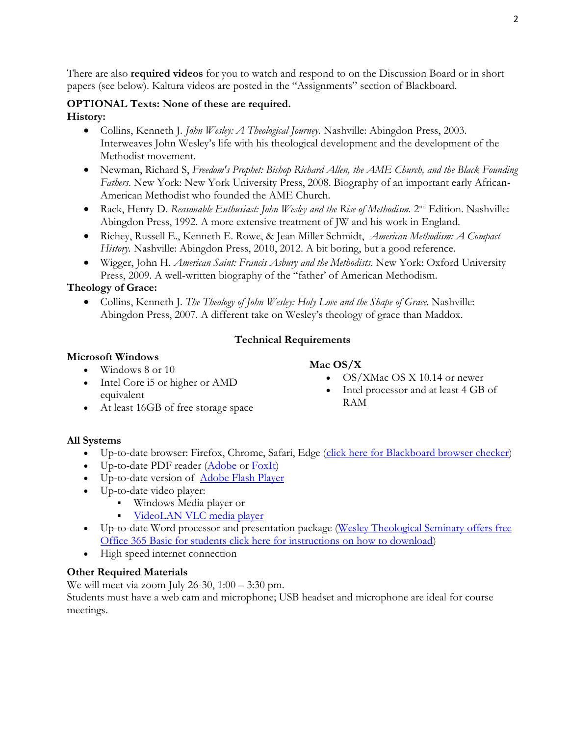There are also **required videos** for you to watch and respond to on the Discussion Board or in short papers (see below). Kaltura videos are posted in the "Assignments" section of Blackboard.

**OPTIONAL Texts: None of these are required.**

**History:**

- Collins, Kenneth J. *John Wesley: A Theological Journey.* Nashville: Abingdon Press, 2003. Interweaves John Wesley's life with his theological development and the development of the Methodist movement.
- Newman, Richard S, *Freedom's Prophet: Bishop Richard Allen, the AME Church, and the Black Founding Fathers*. New York: New York University Press, 2008. Biography of an important early African-American Methodist who founded the AME Church.
- Rack, Henry D. *Reasonable Enthusiast: John Wesley and the Rise of Methodism.* 2nd Edition. Nashville: Abingdon Press, 1992. A more extensive treatment of JW and his work in England.
- Richey, Russell E., Kenneth E. Rowe, & Jean Miller Schmidt, *American Methodism: A Compact History.* Nashville: Abingdon Press, 2010, 2012. A bit boring, but a good reference.
- Wigger, John H. *American Saint: Francis Asbury and the Methodists*. New York: Oxford University Press, 2009. A well-written biography of the "father' of American Methodism.

**Theology of Grace:**

- Collins, Kenneth J. *The Theology of John Wesley: Holy Love and the Shape of Grace.* Nashville: Abingdon Press, 2007. A different take on Wesley's theology of grace than Maddox.

## Technical Requirements

**Microsoft Windows**

- Windows 8 or 10
- Intel Core i5 or higher or AMD equivalent
- At least 16GB of free storage space

**Mac OS/X**

- OS/XMac OS X 10.14 or newer
- Intel processor and at least 4 GB of RAM

**All Systems**

- Up-to-date browser: Firefox, Chrome, Safari, Edge (click here for Blackboard browser checker)
- Up-to-date PDF reader (Adobe or FoxIt)
- Up-to-date version of Adobe Flash Player
- Up-to-date video player:
  - Windows Media player or
  - VideoLAN VLC media player
- Up-to-date Word processor and presentation package (Wesley Theological Seminary offers free Office 365 Basic for students click here for instructions on how to download)
- High speed internet connection

**Other Required Materials**

We will meet via zoom July 26-30, 1:00 – 3:30 pm.
Students must have a web cam and microphone; USB headset and microphone are ideal for course meetings.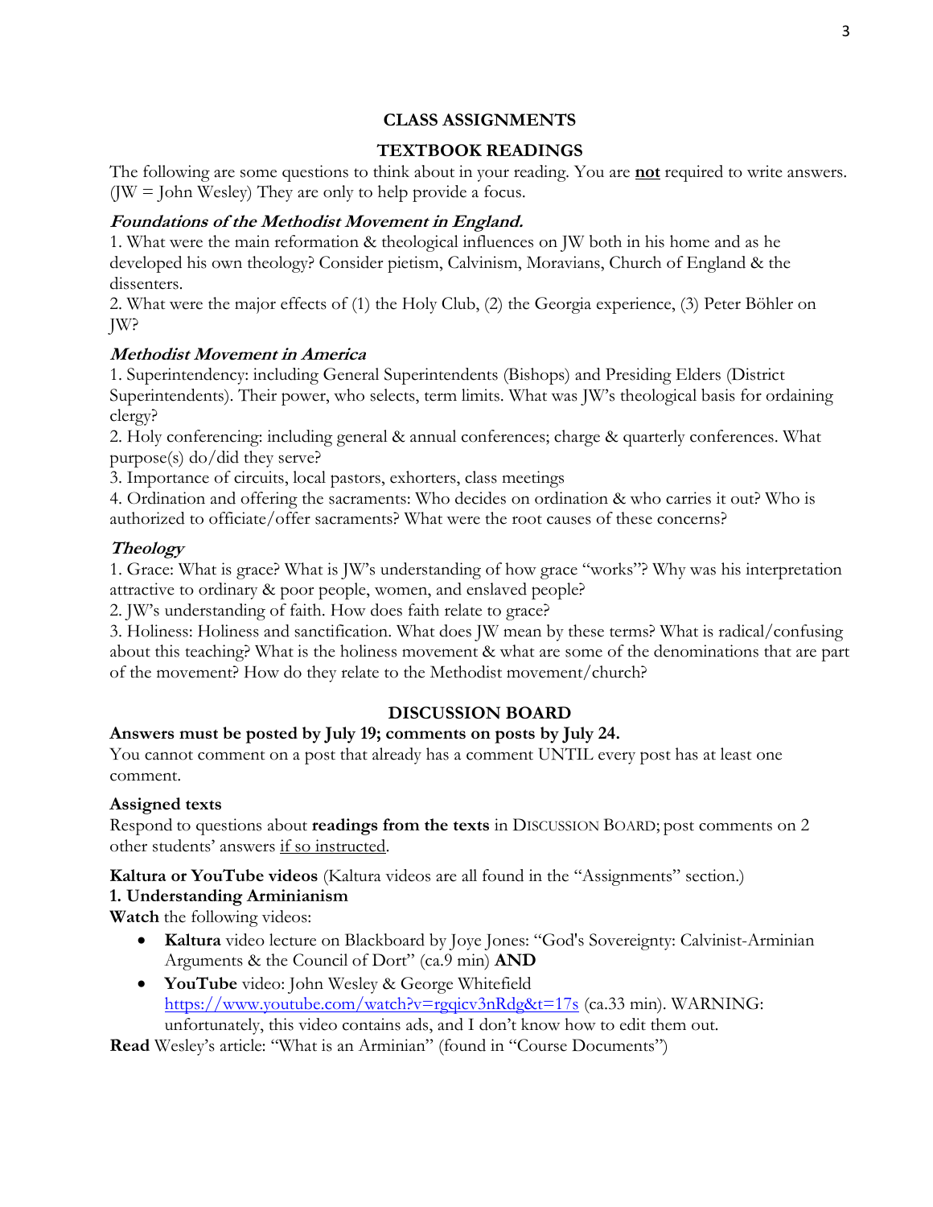## CLASS ASSIGNMENTS

## TEXTBOOK READINGS

The following are some questions to think about in your reading. You are **not** required to write answers. (JW = John Wesley) They are only to help provide a focus.

### *Foundations of the Methodist Movement in England.*

1. What were the main reformation & theological influences on JW both in his home and as he developed his own theology? Consider pietism, Calvinism, Moravians, Church of England & the dissenters.
2. What were the major effects of (1) the Holy Club, (2) the Georgia experience, (3) Peter Böhler on JW?

### *Methodist Movement in America*

1. Superintendency: including General Superintendents (Bishops) and Presiding Elders (District Superintendents). Their power, who selects, term limits. What was JW's theological basis for ordaining clergy?
2. Holy conferencing: including general & annual conferences; charge & quarterly conferences. What purpose(s) do/did they serve?
3. Importance of circuits, local pastors, exhorters, class meetings
4. Ordination and offering the sacraments: Who decides on ordination & who carries it out? Who is authorized to officiate/offer sacraments? What were the root causes of these concerns?

### *Theology*

1. Grace: What is grace? What is JW's understanding of how grace "works"? Why was his interpretation attractive to ordinary & poor people, women, and enslaved people?
2. JW's understanding of faith. How does faith relate to grace?
3. Holiness: Holiness and sanctification. What does JW mean by these terms? What is radical/confusing about this teaching? What is the holiness movement & what are some of the denominations that are part of the movement? How do they relate to the Methodist movement/church?

## DISCUSSION BOARD

**Answers must be posted by July 19; comments on posts by July 24.**

You cannot comment on a post that already has a comment UNTIL every post has at least one comment.

**Assigned texts**

Respond to questions about **readings from the texts** in DISCUSSION BOARD; post comments on 2 other students' answers <u>if so instructed</u>.

**Kaltura or YouTube videos** (Kaltura videos are all found in the "Assignments" section.)

**1. Understanding Arminianism**

**Watch** the following videos:

- **Kaltura** video lecture on Blackboard by Joye Jones: "God's Sovereignty: Calvinist-Arminian Arguments & the Council of Dort" (ca.9 min) **AND**
- **YouTube** video: John Wesley & George Whitefield https://www.youtube.com/watch?v=rgqicv3nRdg&t=17s (ca.33 min). WARNING: unfortunately, this video contains ads, and I don't know how to edit them out.

**Read** Wesley's article: "What is an Arminian" (found in "Course Documents")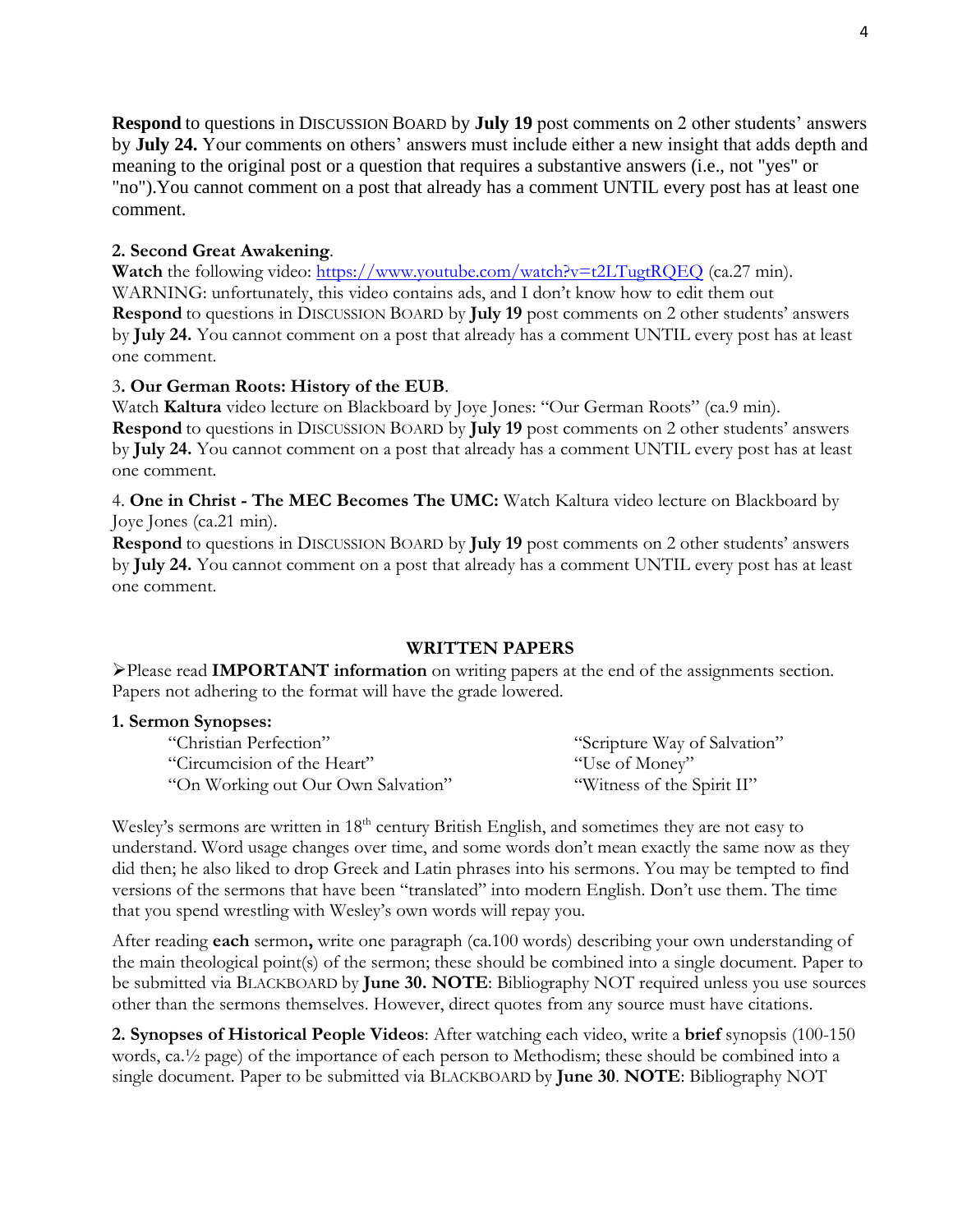**Respond** to questions in DISCUSSION BOARD by **July 19** post comments on 2 other students' answers by **July 24.** Your comments on others' answers must include either a new insight that adds depth and meaning to the original post or a question that requires a substantive answers (i.e., not "yes" or "no").You cannot comment on a post that already has a comment UNTIL every post has at least one comment.

**2. Second Great Awakening**.
**Watch** the following video: [https://www.youtube.com/watch?v=t2LTugtRQEQ](https://www.youtube.com/watch?v=t2LTugtRQEQ) (ca.27 min).
WARNING: unfortunately, this video contains ads, and I don't know how to edit them out
**Respond** to questions in DISCUSSION BOARD by **July 19** post comments on 2 other students' answers by **July 24.** You cannot comment on a post that already has a comment UNTIL every post has at least one comment.

3**. Our German Roots: History of the EUB**.
Watch **Kaltura** video lecture on Blackboard by Joye Jones: "Our German Roots" (ca.9 min).
**Respond** to questions in DISCUSSION BOARD by **July 19** post comments on 2 other students' answers by **July 24.** You cannot comment on a post that already has a comment UNTIL every post has at least one comment.

4. **One in Christ - The MEC Becomes The UMC:** Watch Kaltura video lecture on Blackboard by Joye Jones (ca.21 min).
**Respond** to questions in DISCUSSION BOARD by **July 19** post comments on 2 other students' answers by **July 24.** You cannot comment on a post that already has a comment UNTIL every post has at least one comment.

## WRITTEN PAPERS

➢Please read **IMPORTANT information** on writing papers at the end of the assignments section. Papers not adhering to the format will have the grade lowered.

**1. Sermon Synopses:**

- "Christian Perfection"
- "Circumcision of the Heart"
- "On Working out Our Own Salvation"
- "Scripture Way of Salvation"
- "Use of Money"
- "Witness of the Spirit II"

Wesley's sermons are written in 18th century British English, and sometimes they are not easy to understand. Word usage changes over time, and some words don't mean exactly the same now as they did then; he also liked to drop Greek and Latin phrases into his sermons. You may be tempted to find versions of the sermons that have been "translated" into modern English. Don't use them. The time that you spend wrestling with Wesley's own words will repay you.

After reading **each** sermon**,** write one paragraph (ca.100 words) describing your own understanding of the main theological point(s) of the sermon; these should be combined into a single document. Paper to be submitted via BLACKBOARD by **June 30. NOTE**: Bibliography NOT required unless you use sources other than the sermons themselves. However, direct quotes from any source must have citations.

**2. Synopses of Historical People Videos**: After watching each video, write a **brief** synopsis (100-150 words, ca.½ page) of the importance of each person to Methodism; these should be combined into a single document. Paper to be submitted via BLACKBOARD by **June 30**. **NOTE**: Bibliography NOT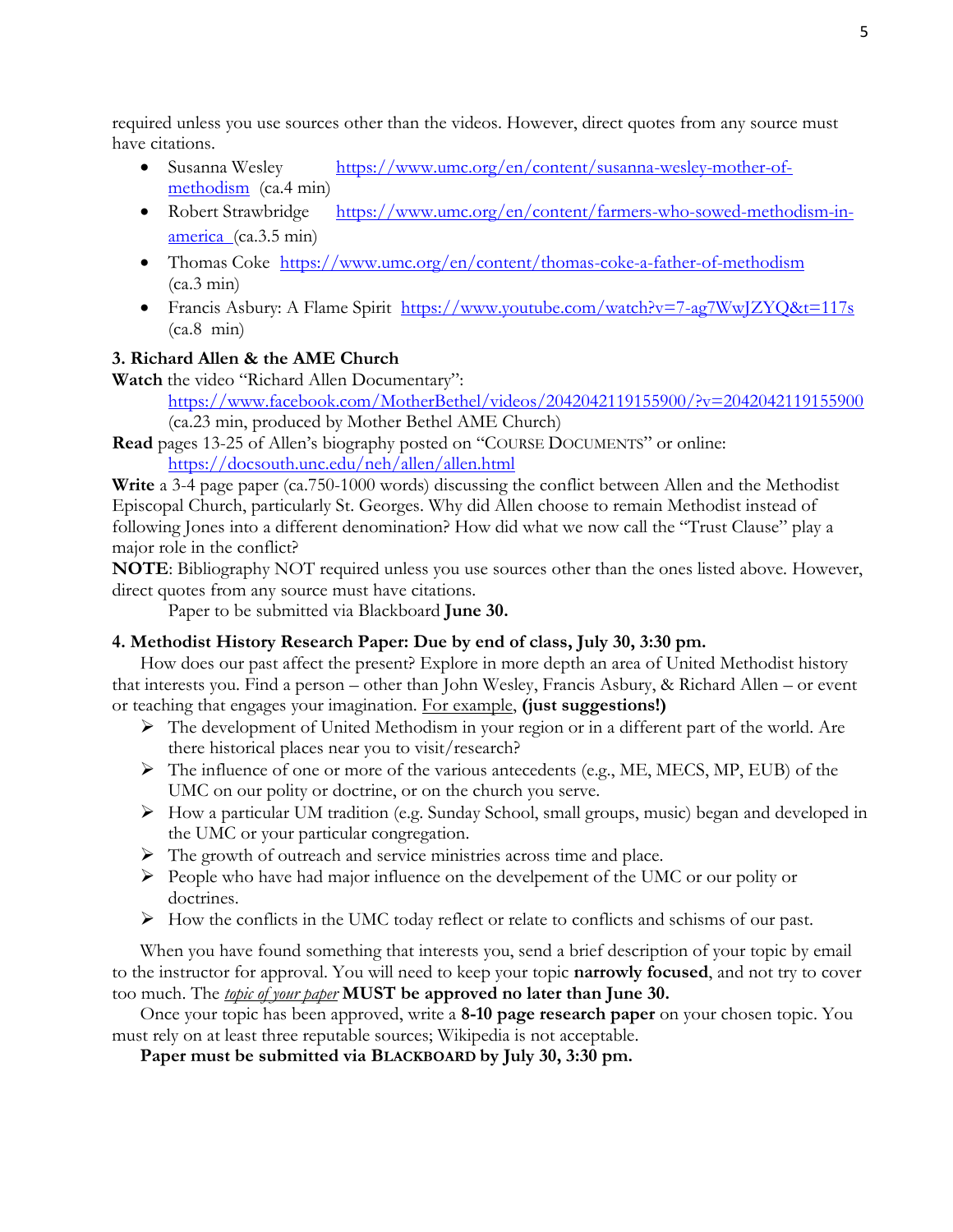required unless you use sources other than the videos. However, direct quotes from any source must have citations.

- Susanna Wesley https://www.umc.org/en/content/susanna-wesley-mother-of-methodism (ca.4 min)
- Robert Strawbridge https://www.umc.org/en/content/farmers-who-sowed-methodism-in-america (ca.3.5 min)
- Thomas Coke https://www.umc.org/en/content/thomas-coke-a-father-of-methodism (ca.3 min)
- Francis Asbury: A Flame Spirit https://www.youtube.com/watch?v=7-ag7WwJZYQ&t=117s (ca.8 min)

### 3. Richard Allen & the AME Church

**Watch** the video "Richard Allen Documentary":
https://www.facebook.com/MotherBethel/videos/2042042119155900/?v=2042042119155900 (ca.23 min, produced by Mother Bethel AME Church)

**Read** pages 13-25 of Allen's biography posted on "COURSE DOCUMENTS" or online:
https://docsouth.unc.edu/neh/allen/allen.html

**Write** a 3-4 page paper (ca.750-1000 words) discussing the conflict between Allen and the Methodist Episcopal Church, particularly St. Georges. Why did Allen choose to remain Methodist instead of following Jones into a different denomination? How did what we now call the "Trust Clause" play a major role in the conflict?

**NOTE**: Bibliography NOT required unless you use sources other than the ones listed above. However, direct quotes from any source must have citations.

Paper to be submitted via Blackboard **June 30.**

### 4. Methodist History Research Paper: Due by end of class, July 30, 3:30 pm.

How does our past affect the present? Explore in more depth an area of United Methodist history that interests you. Find a person – other than John Wesley, Francis Asbury, & Richard Allen – or event or teaching that engages your imagination. For example, **(just suggestions!)**

- The development of United Methodism in your region or in a different part of the world. Are there historical places near you to visit/research?
- The influence of one or more of the various antecedents (e.g., ME, MECS, MP, EUB) of the UMC on our polity or doctrine, or on the church you serve.
- How a particular UM tradition (e.g. Sunday School, small groups, music) began and developed in the UMC or your particular congregation.
- The growth of outreach and service ministries across time and place.
- People who have had major influence on the develepement of the UMC or our polity or doctrines.
- How the conflicts in the UMC today reflect or relate to conflicts and schisms of our past.

When you have found something that interests you, send a brief description of your topic by email to the instructor for approval. You will need to keep your topic **narrowly focused**, and not try to cover too much. The *topic of your paper* **MUST be approved no later than June 30.**

Once your topic has been approved, write a **8-10 page research paper** on your chosen topic. You must rely on at least three reputable sources; Wikipedia is not acceptable.

**Paper must be submitted via BLACKBOARD by July 30, 3:30 pm.**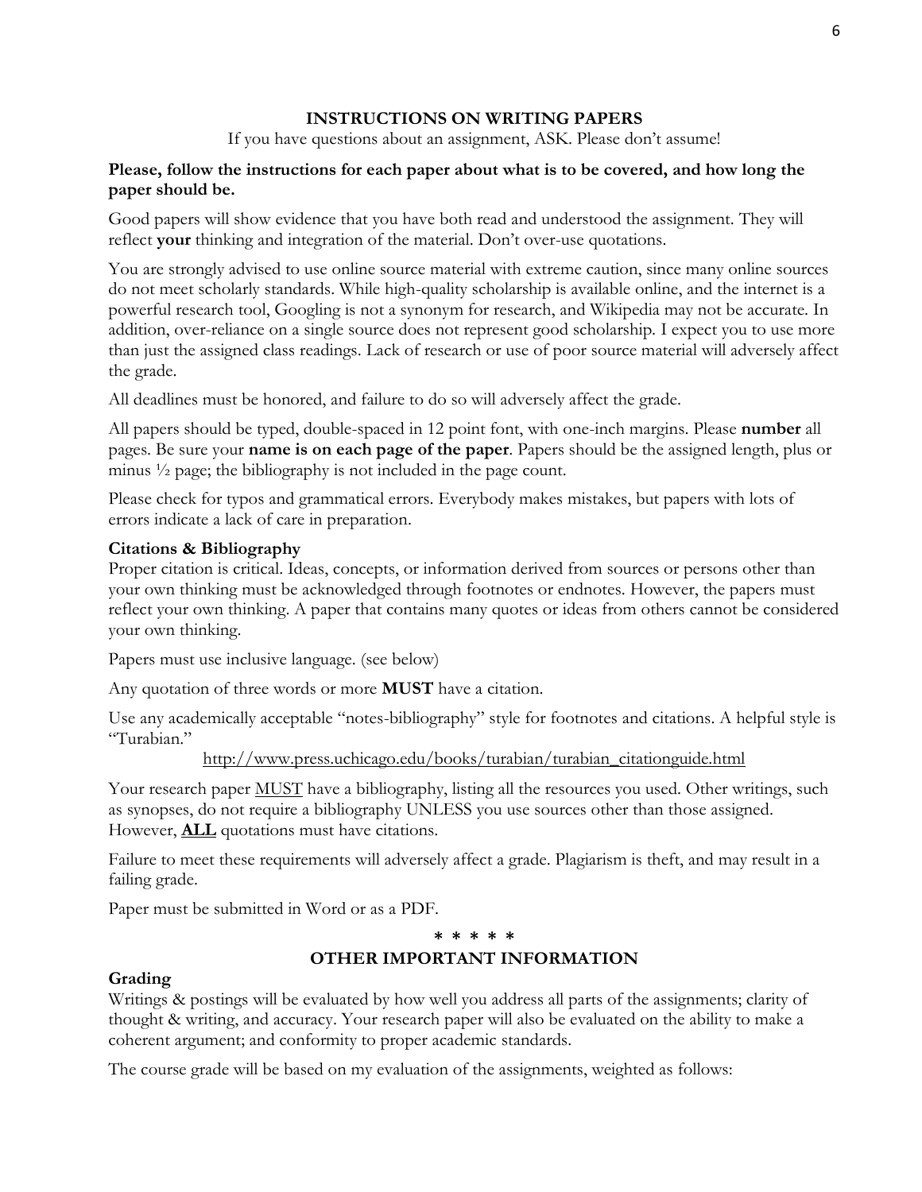## INSTRUCTIONS ON WRITING PAPERS

If you have questions about an assignment, ASK. Please don't assume!

**Please, follow the instructions for each paper about what is to be covered, and how long the paper should be.**

Good papers will show evidence that you have both read and understood the assignment. They will reflect **your** thinking and integration of the material. Don't over-use quotations.

You are strongly advised to use online source material with extreme caution, since many online sources do not meet scholarly standards. While high-quality scholarship is available online, and the internet is a powerful research tool, Googling is not a synonym for research, and Wikipedia may not be accurate. In addition, over-reliance on a single source does not represent good scholarship. I expect you to use more than just the assigned class readings. Lack of research or use of poor source material will adversely affect the grade.

All deadlines must be honored, and failure to do so will adversely affect the grade.

All papers should be typed, double-spaced in 12 point font, with one-inch margins. Please **number** all pages. Be sure your **name is on each page of the paper**. Papers should be the assigned length, plus or minus ½ page; the bibliography is not included in the page count.

Please check for typos and grammatical errors. Everybody makes mistakes, but papers with lots of errors indicate a lack of care in preparation.

### Citations & Bibliography

Proper citation is critical. Ideas, concepts, or information derived from sources or persons other than your own thinking must be acknowledged through footnotes or endnotes. However, the papers must reflect your own thinking. A paper that contains many quotes or ideas from others cannot be considered your own thinking.

Papers must use inclusive language. (see below)

Any quotation of three words or more **MUST** have a citation.

Use any academically acceptable "notes-bibliography" style for footnotes and citations. A helpful style is "Turabian."

http://www.press.uchicago.edu/books/turabian/turabian_citationguide.html

Your research paper MUST have a bibliography, listing all the resources you used. Other writings, such as synopses, do not require a bibliography UNLESS you use sources other than those assigned. However, **ALL** quotations must have citations.

Failure to meet these requirements will adversely affect a grade. Plagiarism is theft, and may result in a failing grade.

Paper must be submitted in Word or as a PDF.

\* \* \* \* \*

## OTHER IMPORTANT INFORMATION

### Grading

Writings & postings will be evaluated by how well you address all parts of the assignments; clarity of thought & writing, and accuracy. Your research paper will also be evaluated on the ability to make a coherent argument; and conformity to proper academic standards.

The course grade will be based on my evaluation of the assignments, weighted as follows: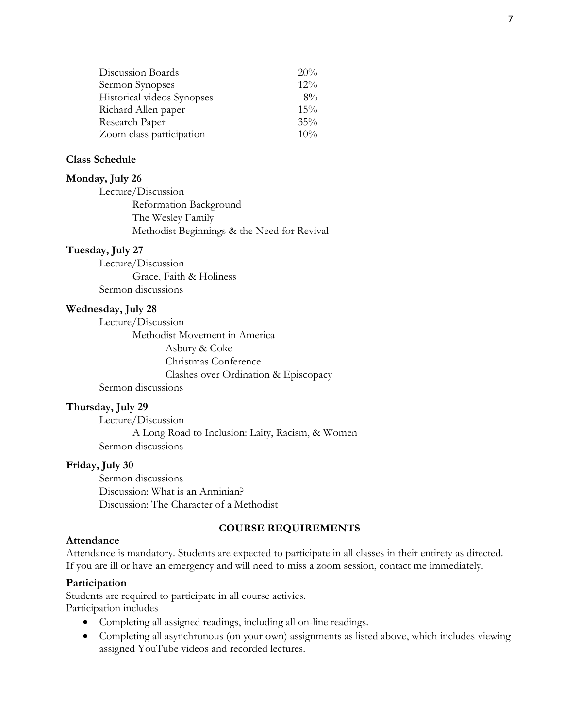| | |
|---|---|
| Discussion Boards | 20% |
| Sermon Synopses | 12% |
| Historical videos Synopses | 8% |
| Richard Allen paper | 15% |
| Research Paper | 35% |
| Zoom class participation | 10% |

**Class Schedule**

**Monday, July 26**

- Lecture/Discussion
  - Reformation Background
  - The Wesley Family
  - Methodist Beginnings & the Need for Revival

**Tuesday, July 27**

- Lecture/Discussion
  - Grace, Faith & Holiness
- Sermon discussions

**Wednesday, July 28**

- Lecture/Discussion
  - Methodist Movement in America
    - Asbury & Coke
    - Christmas Conference
    - Clashes over Ordination & Episcopacy
- Sermon discussions

**Thursday, July 29**

- Lecture/Discussion
  - A Long Road to Inclusion: Laity, Racism, & Women
- Sermon discussions

**Friday, July 30**

- Sermon discussions
- Discussion: What is an Arminian?
- Discussion: The Character of a Methodist

## COURSE REQUIREMENTS

**Attendance**

Attendance is mandatory. Students are expected to participate in all classes in their entirety as directed. If you are ill or have an emergency and will need to miss a zoom session, contact me immediately.

**Participation**

Students are required to participate in all course activies.
Participation includes

- Completing all assigned readings, including all on-line readings.
- Completing all asynchronous (on your own) assignments as listed above, which includes viewing assigned YouTube videos and recorded lectures.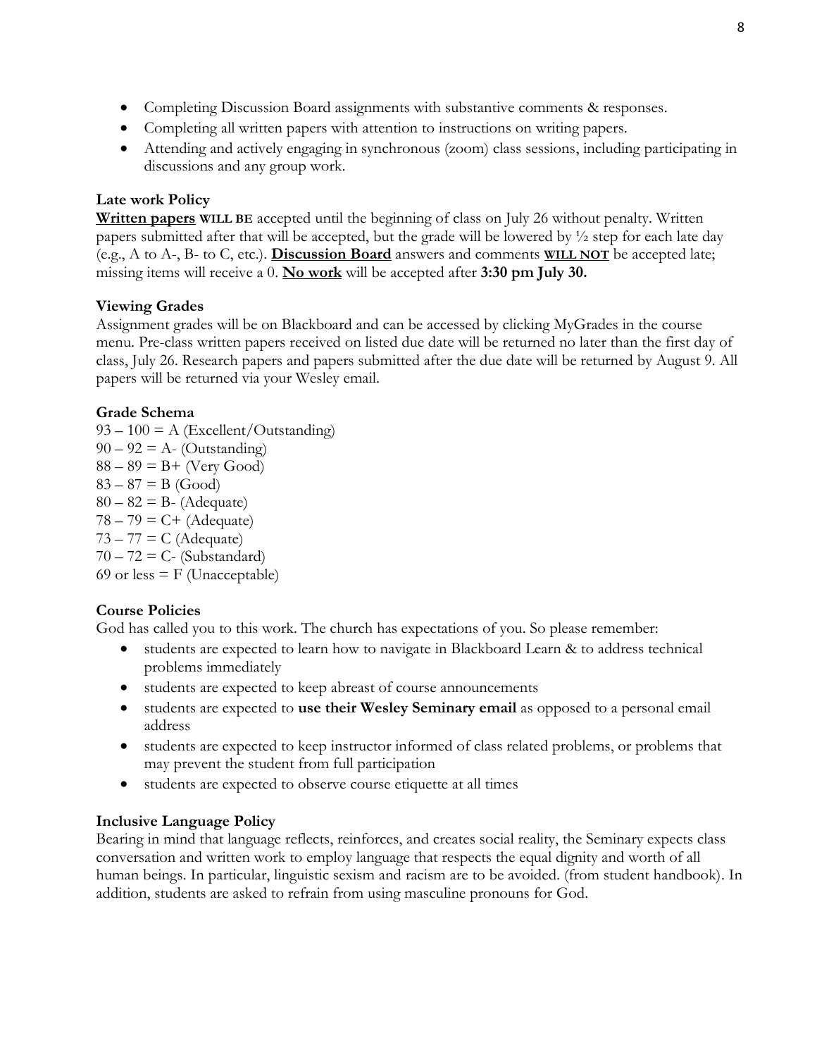- Completing Discussion Board assignments with substantive comments & responses.
- Completing all written papers with attention to instructions on writing papers.
- Attending and actively engaging in synchronous (zoom) class sessions, including participating in discussions and any group work.

**Late work Policy**

**Written papers** **WILL BE** accepted until the beginning of class on July 26 without penalty. Written papers submitted after that will be accepted, but the grade will be lowered by ½ step for each late day (e.g., A to A-, B- to C, etc.). **Discussion Board** answers and comments **WILL NOT** be accepted late; missing items will receive a 0. **No work** will be accepted after **3:30 pm July 30.**

**Viewing Grades**

Assignment grades will be on Blackboard and can be accessed by clicking MyGrades in the course menu. Pre-class written papers received on listed due date will be returned no later than the first day of class, July 26. Research papers and papers submitted after the due date will be returned by August 9. All papers will be returned via your Wesley email.

**Grade Schema**

93 – 100 = A (Excellent/Outstanding)
90 – 92 = A- (Outstanding)
88 – 89 = B+ (Very Good)
83 – 87 = B (Good)
80 – 82 = B- (Adequate)
78 – 79 = C+ (Adequate)
73 – 77 = C (Adequate)
70 – 72 = C- (Substandard)
69 or less = F (Unacceptable)

**Course Policies**

God has called you to this work. The church has expectations of you. So please remember:

- students are expected to learn how to navigate in Blackboard Learn & to address technical problems immediately
- students are expected to keep abreast of course announcements
- students are expected to **use their Wesley Seminary email** as opposed to a personal email address
- students are expected to keep instructor informed of class related problems, or problems that may prevent the student from full participation
- students are expected to observe course etiquette at all times

**Inclusive Language Policy**

Bearing in mind that language reflects, reinforces, and creates social reality, the Seminary expects class conversation and written work to employ language that respects the equal dignity and worth of all human beings. In particular, linguistic sexism and racism are to be avoided. (from student handbook). In addition, students are asked to refrain from using masculine pronouns for God.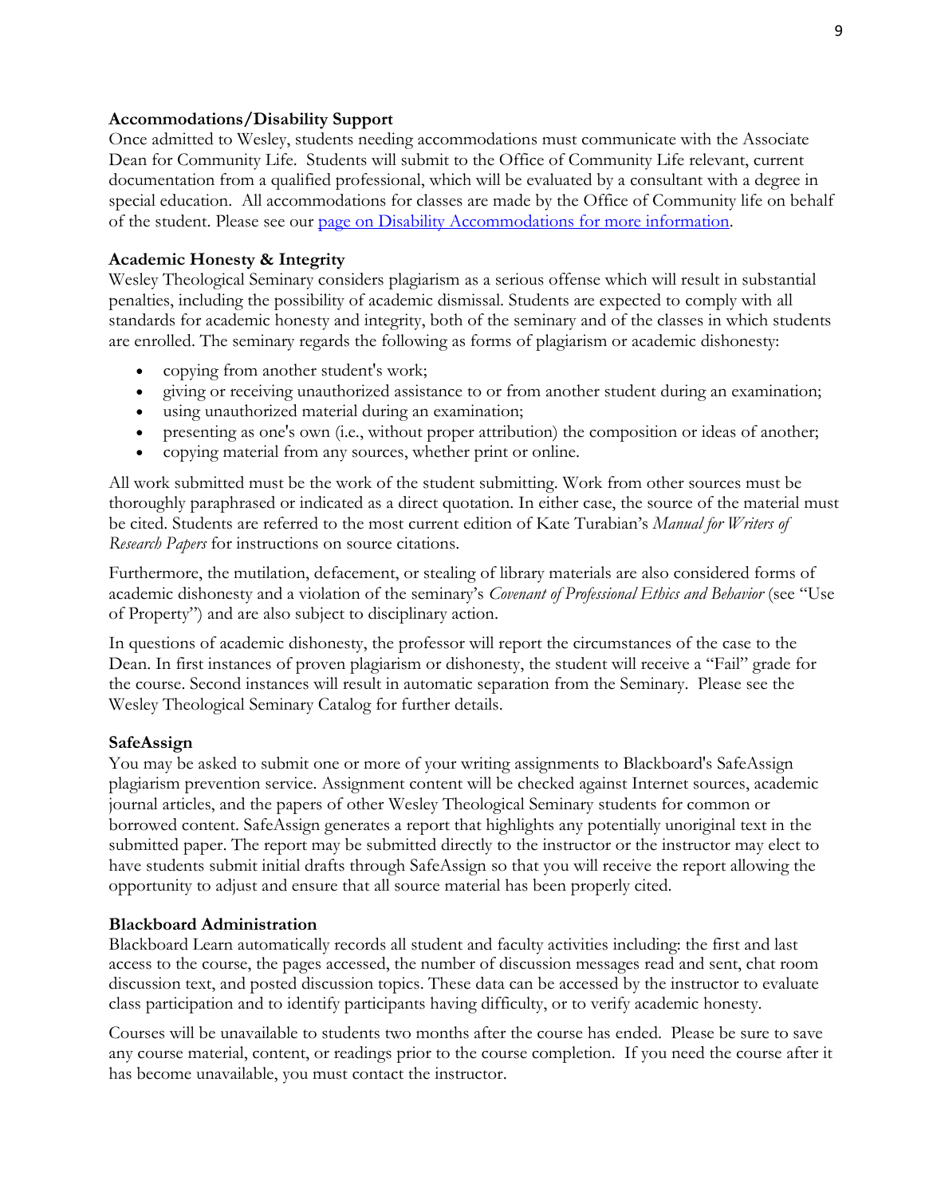**Accommodations/Disability Support**

Once admitted to Wesley, students needing accommodations must communicate with the Associate Dean for Community Life. Students will submit to the Office of Community Life relevant, current documentation from a qualified professional, which will be evaluated by a consultant with a degree in special education. All accommodations for classes are made by the Office of Community life on behalf of the student. Please see our [page on Disability Accommodations for more information](#).

**Academic Honesty & Integrity**

Wesley Theological Seminary considers plagiarism as a serious offense which will result in substantial penalties, including the possibility of academic dismissal. Students are expected to comply with all standards for academic honesty and integrity, both of the seminary and of the classes in which students are enrolled. The seminary regards the following as forms of plagiarism or academic dishonesty:

- copying from another student's work;
- giving or receiving unauthorized assistance to or from another student during an examination;
- using unauthorized material during an examination;
- presenting as one's own (i.e., without proper attribution) the composition or ideas of another;
- copying material from any sources, whether print or online.

All work submitted must be the work of the student submitting. Work from other sources must be thoroughly paraphrased or indicated as a direct quotation. In either case, the source of the material must be cited. Students are referred to the most current edition of Kate Turabian's *Manual for Writers of Research Papers* for instructions on source citations.

Furthermore, the mutilation, defacement, or stealing of library materials are also considered forms of academic dishonesty and a violation of the seminary's *Covenant of Professional Ethics and Behavior* (see "Use of Property") and are also subject to disciplinary action.

In questions of academic dishonesty, the professor will report the circumstances of the case to the Dean. In first instances of proven plagiarism or dishonesty, the student will receive a "Fail" grade for the course. Second instances will result in automatic separation from the Seminary. Please see the Wesley Theological Seminary Catalog for further details.

**SafeAssign**

You may be asked to submit one or more of your writing assignments to Blackboard's SafeAssign plagiarism prevention service. Assignment content will be checked against Internet sources, academic journal articles, and the papers of other Wesley Theological Seminary students for common or borrowed content. SafeAssign generates a report that highlights any potentially unoriginal text in the submitted paper. The report may be submitted directly to the instructor or the instructor may elect to have students submit initial drafts through SafeAssign so that you will receive the report allowing the opportunity to adjust and ensure that all source material has been properly cited.

**Blackboard Administration**

Blackboard Learn automatically records all student and faculty activities including: the first and last access to the course, the pages accessed, the number of discussion messages read and sent, chat room discussion text, and posted discussion topics. These data can be accessed by the instructor to evaluate class participation and to identify participants having difficulty, or to verify academic honesty.

Courses will be unavailable to students two months after the course has ended. Please be sure to save any course material, content, or readings prior to the course completion. If you need the course after it has become unavailable, you must contact the instructor.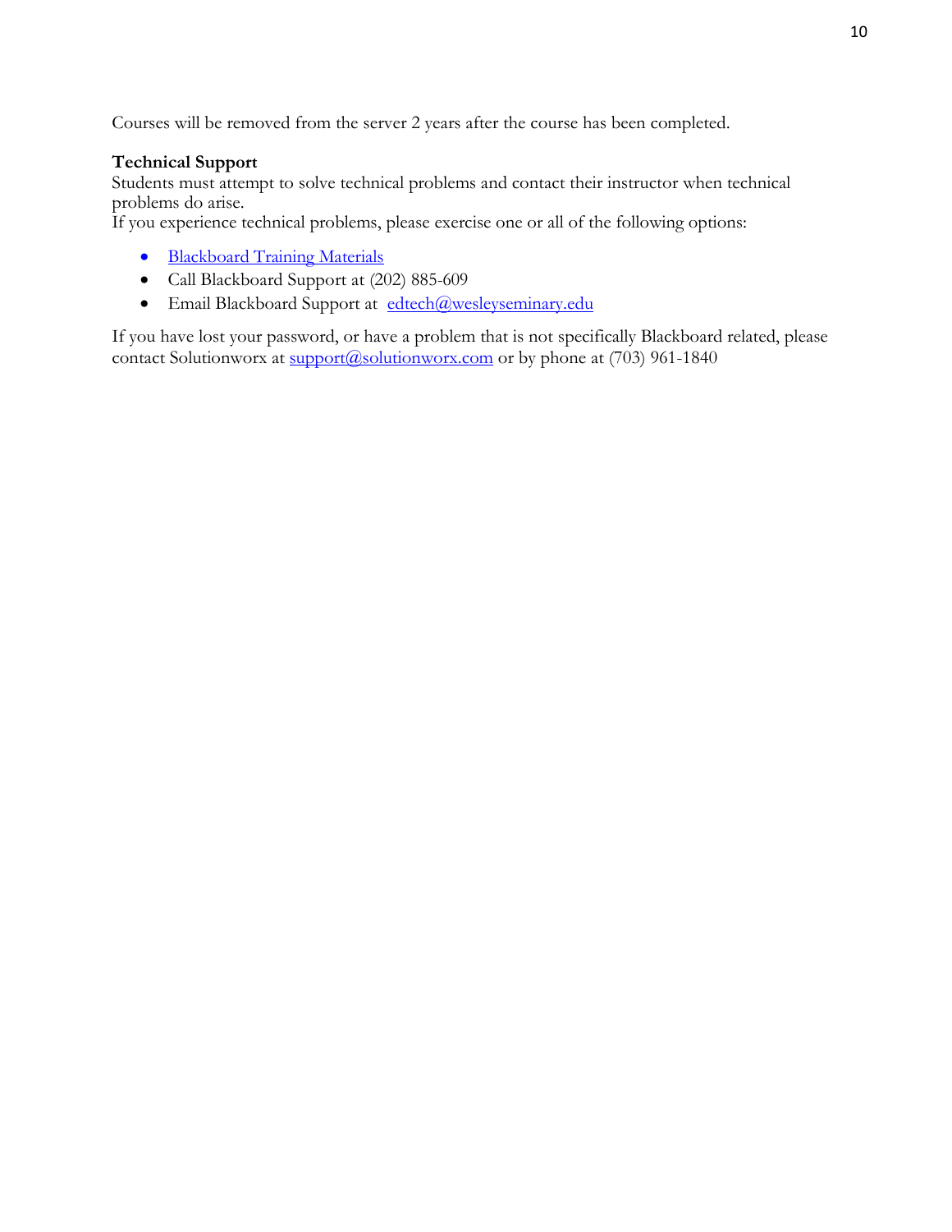Courses will be removed from the server 2 years after the course has been completed.

**Technical Support**

Students must attempt to solve technical problems and contact their instructor when technical problems do arise.

If you experience technical problems, please exercise one or all of the following options:

- Blackboard Training Materials
- Call Blackboard Support at (202) 885-609
- Email Blackboard Support at edtech@wesleyseminary.edu

If you have lost your password, or have a problem that is not specifically Blackboard related, please contact Solutionworx at support@solutionworx.com or by phone at (703) 961-1840